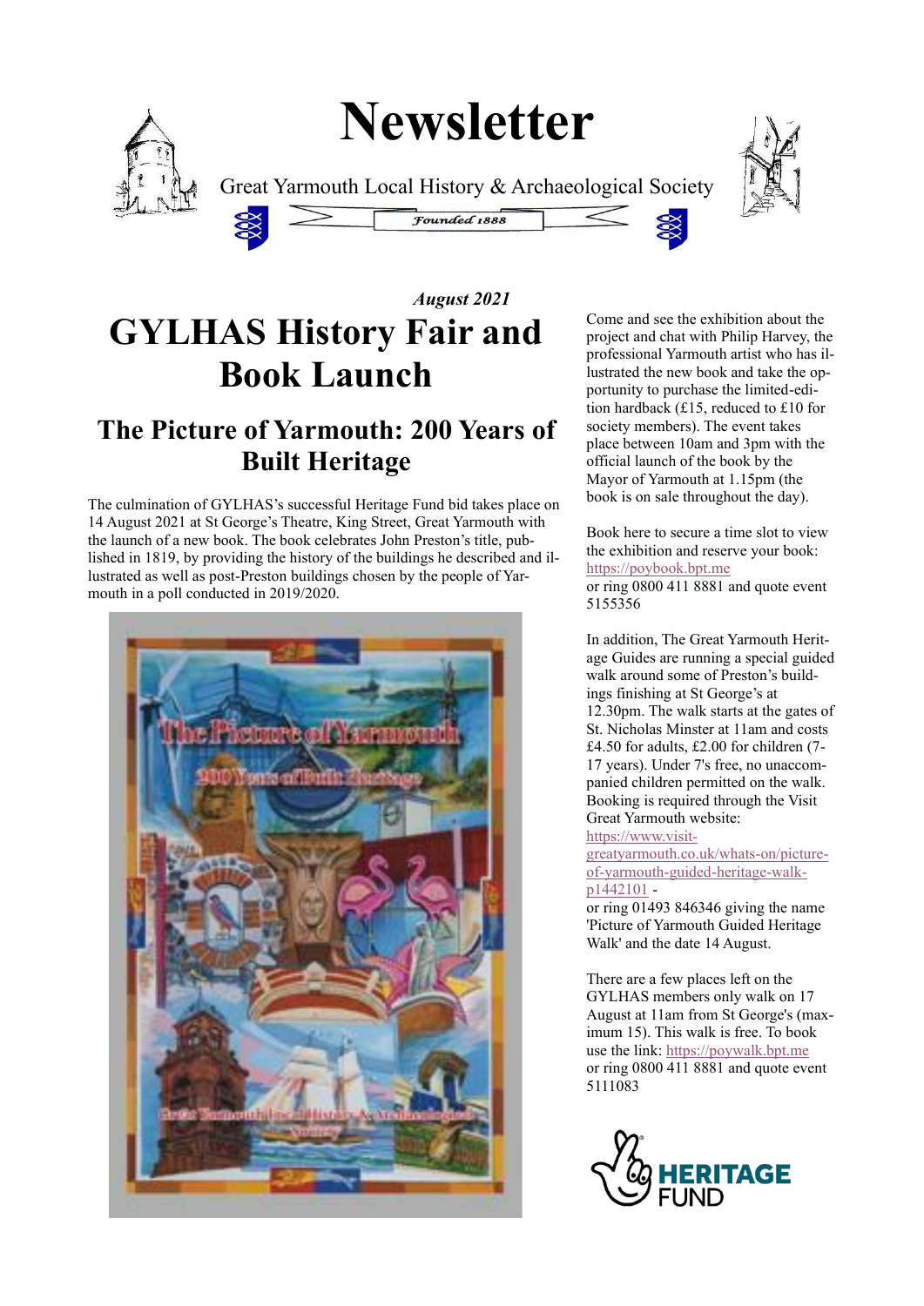# Newsletter

Great Yarmouth Local History & Archaeological Society

*Founded 1888*

***August 2021***

# GYLHAS History Fair and Book Launch

## The Picture of Yarmouth: 200 Years of Built Heritage

The culmination of GYLHAS's successful Heritage Fund bid takes place on 14 August 2021 at St George's Theatre, King Street, Great Yarmouth with the launch of a new book. The book celebrates John Preston's title, published in 1819, by providing the history of the buildings he described and illustrated as well as post-Preston buildings chosen by the people of Yarmouth in a poll conducted in 2019/2020.

Come and see the exhibition about the project and chat with Philip Harvey, the professional Yarmouth artist who has illustrated the new book and take the opportunity to purchase the limited-edition hardback (£15, reduced to £10 for society members). The event takes place between 10am and 3pm with the official launch of the book by the Mayor of Yarmouth at 1.15pm (the book is on sale throughout the day).

Book here to secure a time slot to view the exhibition and reserve your book: https://poybook.bpt.me
or ring 0800 411 8881 and quote event 5155356

In addition, The Great Yarmouth Heritage Guides are running a special guided walk around some of Preston's buildings finishing at St George's at 12.30pm. The walk starts at the gates of St. Nicholas Minster at 11am and costs £4.50 for adults, £2.00 for children (7-17 years). Under 7's free, no unaccompanied children permitted on the walk. Booking is required through the Visit Great Yarmouth website:
https://www.visit-greatyarmouth.co.uk/whats-on/picture-of-yarmouth-guided-heritage-walk-p1442101 -
or ring 01493 846346 giving the name 'Picture of Yarmouth Guided Heritage Walk' and the date 14 August.

There are a few places left on the GYLHAS members only walk on 17 August at 11am from St George's (maximum 15). This walk is free. To book use the link: https://poywalk.bpt.me
or ring 0800 411 8881 and quote event 5111083

HERITAGE FUND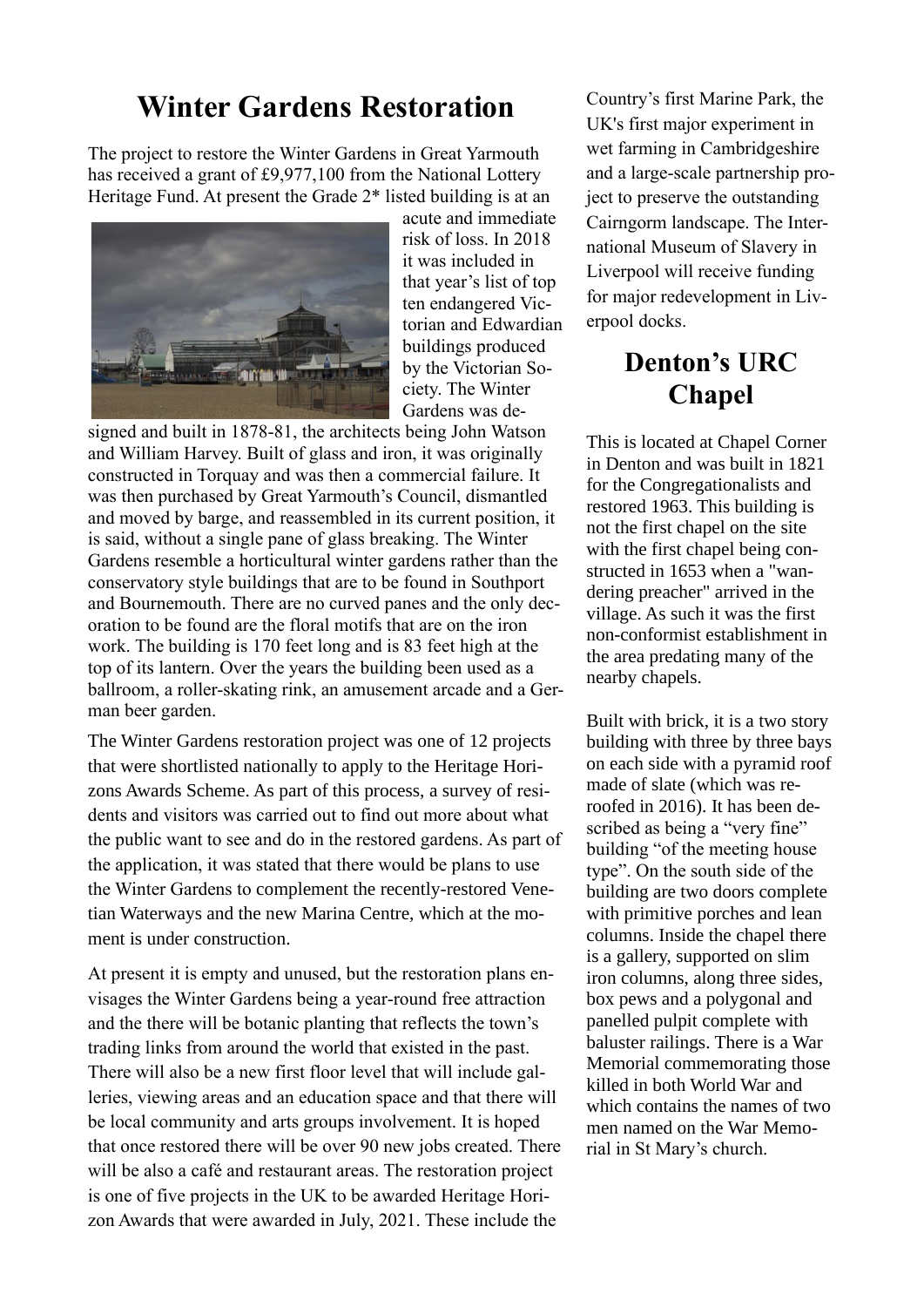# Winter Gardens Restoration

The project to restore the Winter Gardens in Great Yarmouth has received a grant of £9,977,100 from the National Lottery Heritage Fund. At present the Grade 2* listed building is at an acute and immediate risk of loss. In 2018 it was included in that year's list of top ten endangered Victorian and Edwardian buildings produced by the Victorian Society. The Winter Gardens was designed and built in 1878-81, the architects being John Watson and William Harvey. Built of glass and iron, it was originally constructed in Torquay and was then a commercial failure. It was then purchased by Great Yarmouth's Council, dismantled and moved by barge, and reassembled in its current position, it is said, without a single pane of glass breaking. The Winter Gardens resemble a horticultural winter gardens rather than the conservatory style buildings that are to be found in Southport and Bournemouth. There are no curved panes and the only decoration to be found are the floral motifs that are on the iron work. The building is 170 feet long and is 83 feet high at the top of its lantern. Over the years the building been used as a ballroom, a roller-skating rink, an amusement arcade and a German beer garden.

The Winter Gardens restoration project was one of 12 projects that were shortlisted nationally to apply to the Heritage Horizons Awards Scheme. As part of this process, a survey of residents and visitors was carried out to find out more about what the public want to see and do in the restored gardens. As part of the application, it was stated that there would be plans to use the Winter Gardens to complement the recently-restored Venetian Waterways and the new Marina Centre, which at the moment is under construction.

At present it is empty and unused, but the restoration plans envisages the Winter Gardens being a year-round free attraction and the there will be botanic planting that reflects the town's trading links from around the world that existed in the past. There will also be a new first floor level that will include galleries, viewing areas and an education space and that there will be local community and arts groups involvement. It is hoped that once restored there will be over 90 new jobs created. There will be also a café and restaurant areas. The restoration project is one of five projects in the UK to be awarded Heritage Horizon Awards that were awarded in July, 2021. These include the Country's first Marine Park, the UK's first major experiment in wet farming in Cambridgeshire and a large-scale partnership project to preserve the outstanding Cairngorm landscape. The International Museum of Slavery in Liverpool will receive funding for major redevelopment in Liverpool docks.

# Denton's URC Chapel

This is located at Chapel Corner in Denton and was built in 1821 for the Congregationalists and restored 1963. This building is not the first chapel on the site with the first chapel being constructed in 1653 when a "wandering preacher" arrived in the village. As such it was the first non-conformist establishment in the area predating many of the nearby chapels.

Built with brick, it is a two story building with three by three bays on each side with a pyramid roof made of slate (which was reroofed in 2016). It has been described as being a "very fine" building "of the meeting house type". On the south side of the building are two doors complete with primitive porches and lean columns. Inside the chapel there is a gallery, supported on slim iron columns, along three sides, box pews and a polygonal and panelled pulpit complete with baluster railings. There is a War Memorial commemorating those killed in both World War and which contains the names of two men named on the War Memorial in St Mary's church.